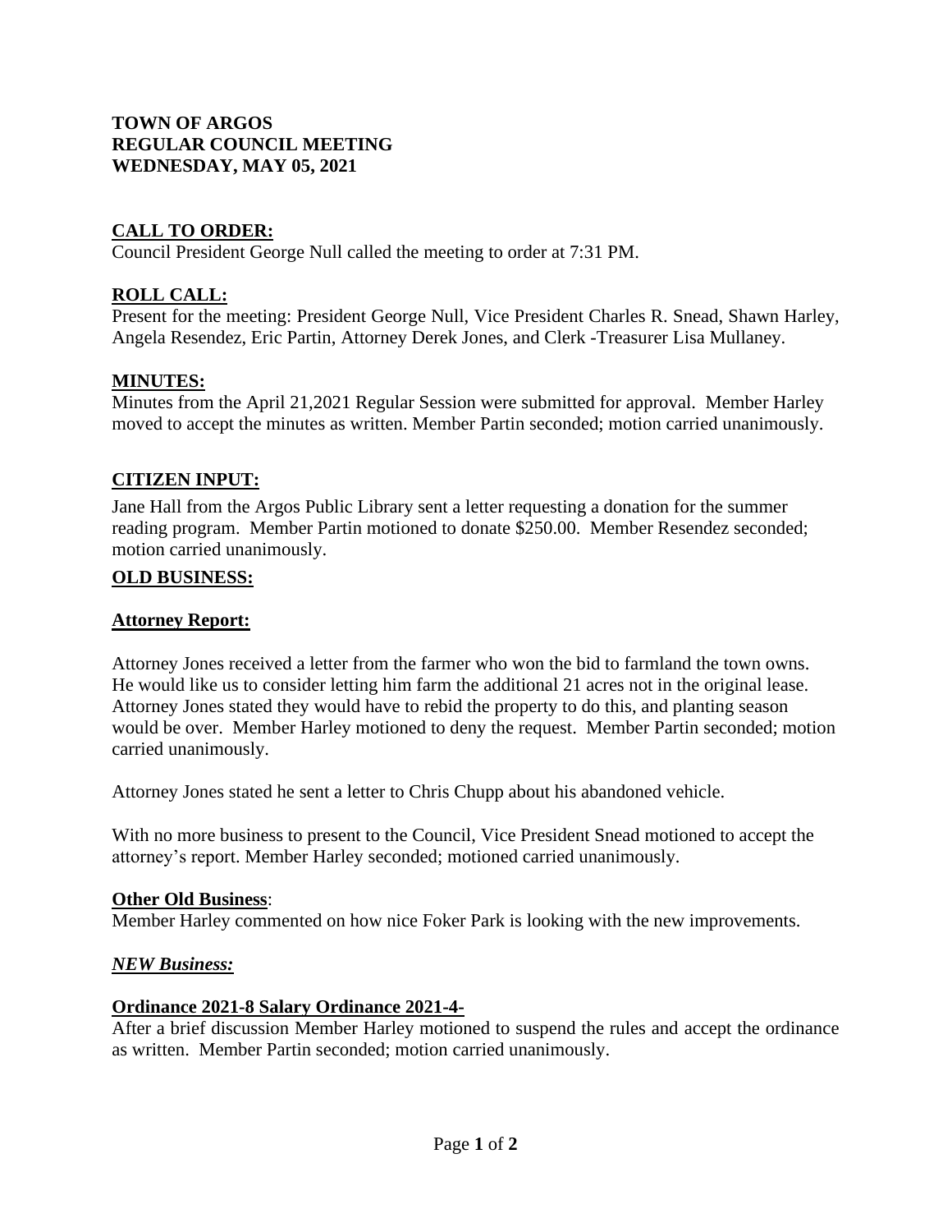**TOWN OF ARGOS**
**REGULAR COUNCIL MEETING**
**WEDNESDAY, MAY 05, 2021**

## CALL TO ORDER:

Council President George Null called the meeting to order at 7:31 PM.

## ROLL CALL:

Present for the meeting: President George Null, Vice President Charles R. Snead, Shawn Harley, Angela Resendez, Eric Partin, Attorney Derek Jones, and Clerk -Treasurer Lisa Mullaney.

## MINUTES:

Minutes from the April 21,2021 Regular Session were submitted for approval. Member Harley moved to accept the minutes as written. Member Partin seconded; motion carried unanimously.

## CITIZEN INPUT:

Jane Hall from the Argos Public Library sent a letter requesting a donation for the summer reading program. Member Partin motioned to donate $250.00. Member Resendez seconded; motion carried unanimously.

## OLD BUSINESS:

### Attorney Report:

Attorney Jones received a letter from the farmer who won the bid to farmland the town owns. He would like us to consider letting him farm the additional 21 acres not in the original lease. Attorney Jones stated they would have to rebid the property to do this, and planting season would be over. Member Harley motioned to deny the request. Member Partin seconded; motion carried unanimously.

Attorney Jones stated he sent a letter to Chris Chupp about his abandoned vehicle.

With no more business to present to the Council, Vice President Snead motioned to accept the attorney's report. Member Harley seconded; motioned carried unanimously.

### Other Old Business:

Member Harley commented on how nice Foker Park is looking with the new improvements.

## *NEW Business:*

### Ordinance 2021-8 Salary Ordinance 2021-4-

After a brief discussion Member Harley motioned to suspend the rules and accept the ordinance as written. Member Partin seconded; motion carried unanimously.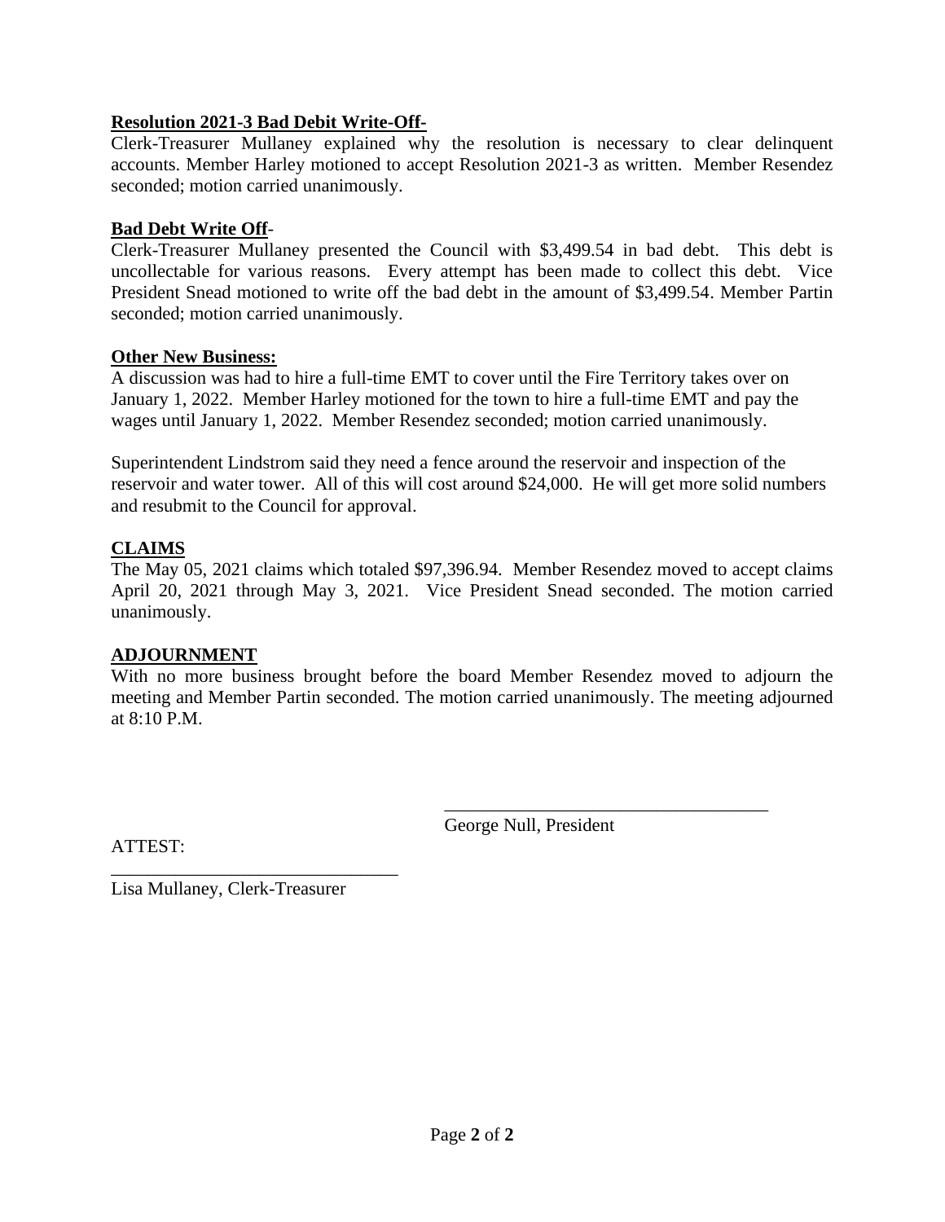**Resolution 2021-3 Bad Debit Write-Off-**

Clerk-Treasurer Mullaney explained why the resolution is necessary to clear delinquent accounts. Member Harley motioned to accept Resolution 2021-3 as written. Member Resendez seconded; motion carried unanimously.

**Bad Debt Write Off**-

Clerk-Treasurer Mullaney presented the Council with $3,499.54 in bad debt. This debt is uncollectable for various reasons. Every attempt has been made to collect this debt. Vice President Snead motioned to write off the bad debt in the amount of $3,499.54. Member Partin seconded; motion carried unanimously.

**Other New Business:**

A discussion was had to hire a full-time EMT to cover until the Fire Territory takes over on January 1, 2022. Member Harley motioned for the town to hire a full-time EMT and pay the wages until January 1, 2022. Member Resendez seconded; motion carried unanimously.

Superintendent Lindstrom said they need a fence around the reservoir and inspection of the reservoir and water tower. All of this will cost around $24,000. He will get more solid numbers and resubmit to the Council for approval.

**CLAIMS**

The May 05, 2021 claims which totaled $97,396.94. Member Resendez moved to accept claims April 20, 2021 through May 3, 2021. Vice President Snead seconded. The motion carried unanimously.

**ADJOURNMENT**

With no more business brought before the board Member Resendez moved to adjourn the meeting and Member Partin seconded. The motion carried unanimously. The meeting adjourned at 8:10 P.M.

\_\_\_\_\_\_\_\_\_\_\_\_\_\_\_\_\_\_\_\_\_\_\_\_\_\_\_\_\_\_\_\_\_\_\_\_

George Null, President

ATTEST:

\_\_\_\_\_\_\_\_\_\_\_\_\_\_\_\_\_\_\_\_\_\_\_\_\_\_\_\_\_\_\_\_

Lisa Mullaney, Clerk-Treasurer